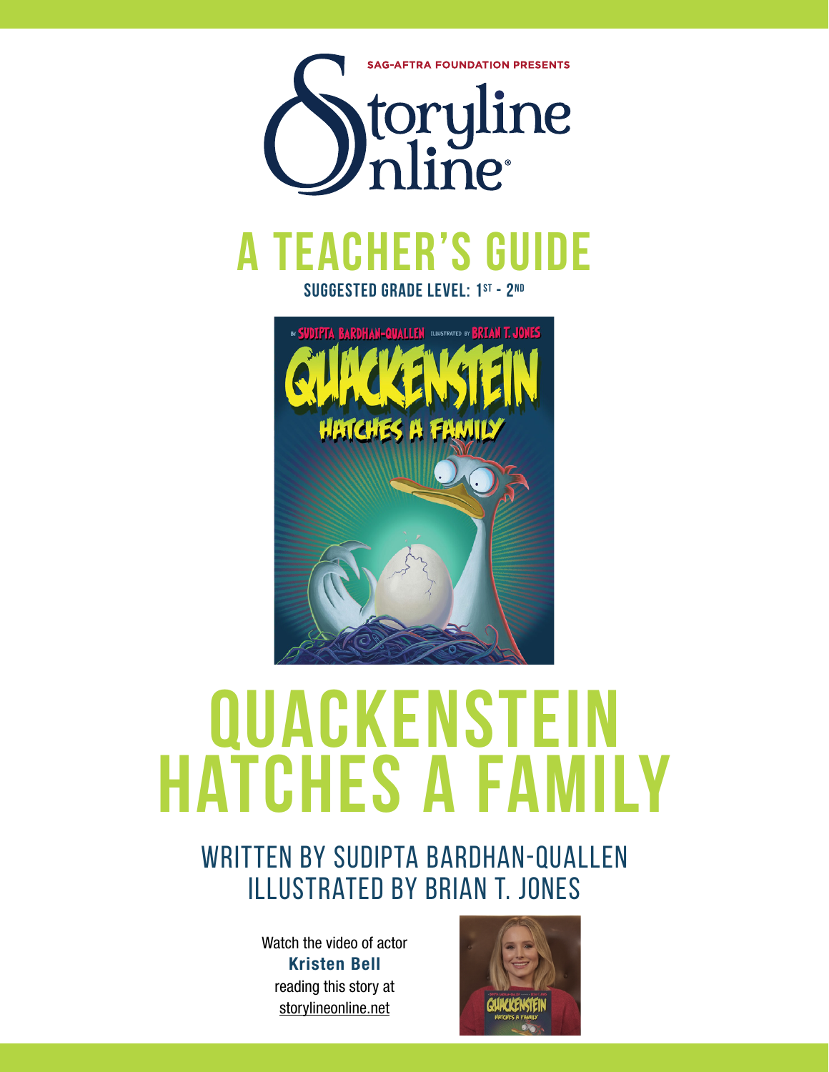SAG-AFTRA FOUNDATION PRESENTS

Storyline Online®

# A TEACHER'S GUIDE

**SUGGESTED GRADE LEVEL: 1ST - 2ND**

# QUACKENSTEIN HATCHES A FAMILY

## WRITTEN BY SUDIPTA BARDHAN-QUALLEN
## ILLUSTRATED BY BRIAN T. JONES

Watch the video of actor **Kristen Bell** reading this story at storylineonline.net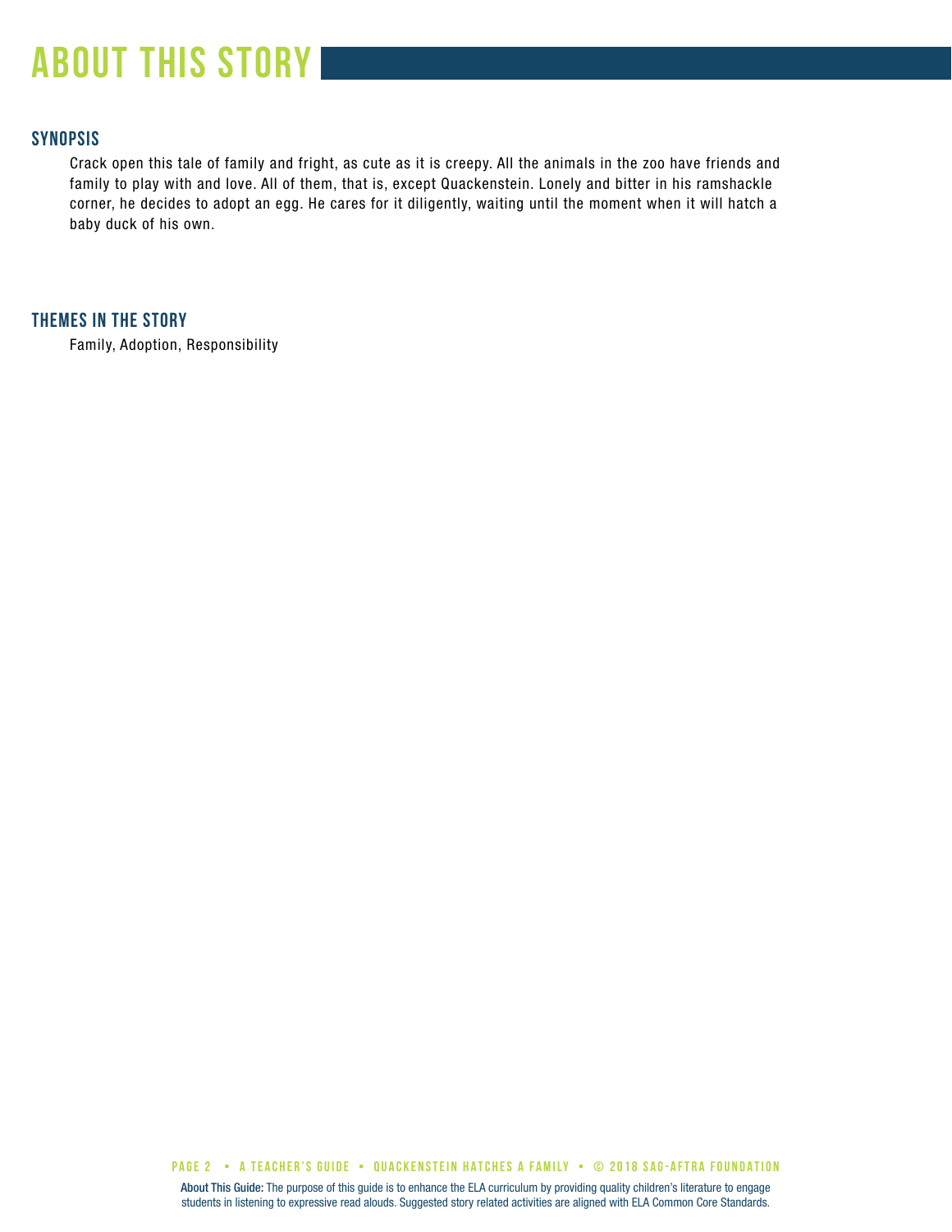# ABOUT THIS STORY

## SYNOPSIS

Crack open this tale of family and fright, as cute as it is creepy. All the animals in the zoo have friends and family to play with and love. All of them, that is, except Quackenstein. Lonely and bitter in his ramshackle corner, he decides to adopt an egg. He cares for it diligently, waiting until the moment when it will hatch a baby duck of his own.

## THEMES IN THE STORY

Family, Adoption, Responsibility

**About This Guide:** The purpose of this guide is to enhance the ELA curriculum by providing quality children's literature to engage students in listening to expressive read alouds. Suggested story related activities are aligned with ELA Common Core Standards.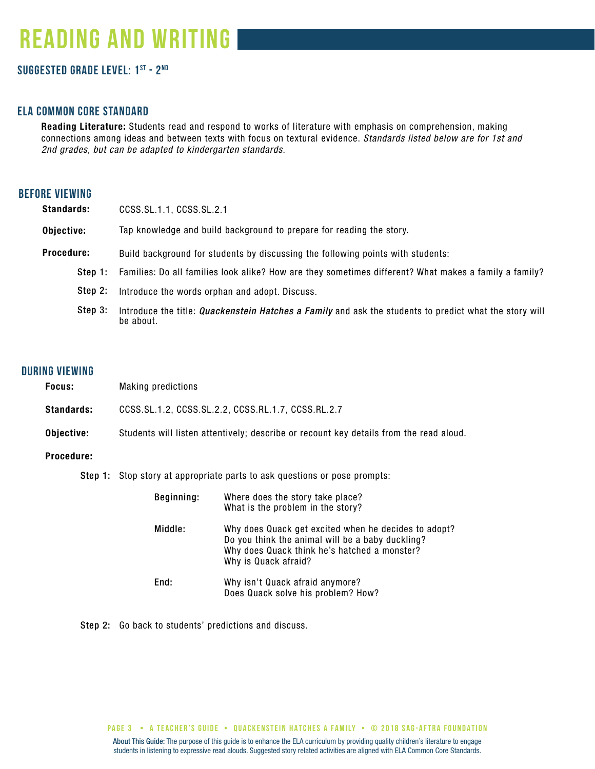# READING AND WRITING

### SUGGESTED GRADE LEVEL: 1ST - 2ND

## ELA COMMON CORE STANDARD

**Reading Literature:** Students read and respond to works of literature with emphasis on comprehension, making connections among ideas and between texts with focus on textural evidence. *Standards listed below are for 1st and 2nd grades, but can be adapted to kindergarten standards.*

## BEFORE VIEWING

**Standards:** CCSS.SL.1.1, CCSS.SL.2.1

**Objective:** Tap knowledge and build background to prepare for reading the story.

**Procedure:** Build background for students by discussing the following points with students:

- **Step 1:** Families: Do all families look alike? How are they sometimes different? What makes a family a family?
- **Step 2:** Introduce the words orphan and adopt. Discuss.
- **Step 3:** Introduce the title: ***Quackenstein Hatches a Family*** and ask the students to predict what the story will be about.

## DURING VIEWING

**Focus:** Making predictions

**Standards:** CCSS.SL.1.2, CCSS.SL.2.2, CCSS.RL.1.7, CCSS.RL.2.7

**Objective:** Students will listen attentively; describe or recount key details from the read aloud.

**Procedure:**

**Step 1:** Stop story at appropriate parts to ask questions or pose prompts:

**Beginning:**
Where does the story take place?
What is the problem in the story?

**Middle:**
Why does Quack get excited when he decides to adopt?
Do you think the animal will be a baby duckling?
Why does Quack think he's hatched a monster?
Why is Quack afraid?

**End:**
Why isn't Quack afraid anymore?
Does Quack solve his problem? How?

**Step 2:** Go back to students' predictions and discuss.

About This Guide: The purpose of this guide is to enhance the ELA curriculum by providing quality children's literature to engage students in listening to expressive read alouds. Suggested story related activities are aligned with ELA Common Core Standards.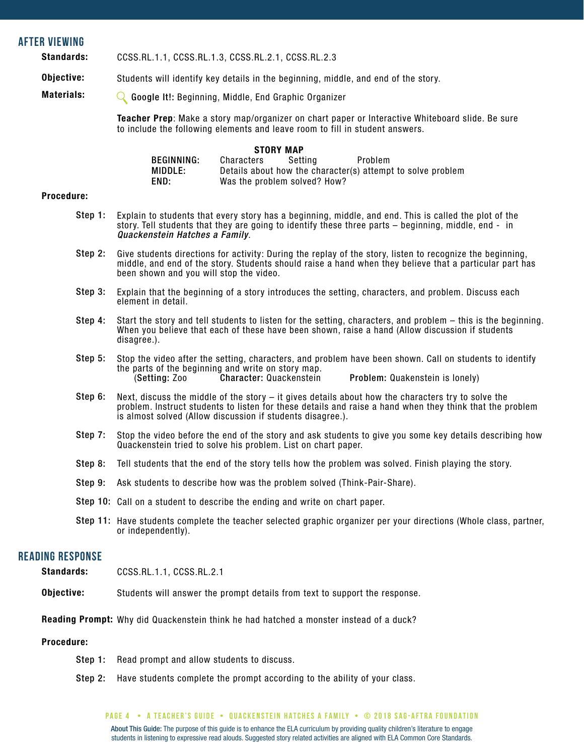## AFTER VIEWING

**Standards:** CCSS.RL.1.1, CCSS.RL.1.3, CCSS.RL.2.1, CCSS.RL.2.3

**Objective:** Students will identify key details in the beginning, middle, and end of the story.

**Materials:** **Google It!:** Beginning, Middle, End Graphic Organizer

**Teacher Prep**: Make a story map/organizer on chart paper or Interactive Whiteboard slide. Be sure to include the following elements and leave room to fill in student answers.

**STORY MAP**

| | | | |
|---|---|---|---|
| **BEGINNING:** | Characters | Setting | Problem |
| **MIDDLE:** | Details about how the character(s) attempt to solve problem | | |
| **END:** | Was the problem solved? How? | | |

**Procedure:**

**Step 1:** Explain to students that every story has a beginning, middle, and end. This is called the plot of the story. Tell students that they are going to identify these three parts – beginning, middle, end - in ***Quackenstein Hatches a Family***.

**Step 2:** Give students directions for activity: During the replay of the story, listen to recognize the beginning, middle, and end of the story. Students should raise a hand when they believe that a particular part has been shown and you will stop the video.

**Step 3:** Explain that the beginning of a story introduces the setting, characters, and problem. Discuss each element in detail.

**Step 4:** Start the story and tell students to listen for the setting, characters, and problem – this is the beginning. When you believe that each of these have been shown, raise a hand (Allow discussion if students disagree.).

**Step 5:** Stop the video after the setting, characters, and problem have been shown. Call on students to identify the parts of the beginning and write on story map.
(**Setting:** Zoo **Character:** Quackenstein **Problem:** Quakenstein is lonely)

**Step 6:** Next, discuss the middle of the story – it gives details about how the characters try to solve the problem. Instruct students to listen for these details and raise a hand when they think that the problem is almost solved (Allow discussion if students disagree.).

**Step 7:** Stop the video before the end of the story and ask students to give you some key details describing how Quackenstein tried to solve his problem. List on chart paper.

**Step 8:** Tell students that the end of the story tells how the problem was solved. Finish playing the story.

**Step 9:** Ask students to describe how was the problem solved (Think-Pair-Share).

**Step 10:** Call on a student to describe the ending and write on chart paper.

**Step 11:** Have students complete the teacher selected graphic organizer per your directions (Whole class, partner, or independently).

## READING RESPONSE

**Standards:** CCSS.RL.1.1, CCSS.RL.2.1

**Objective:** Students will answer the prompt details from text to support the response.

**Reading Prompt:** Why did Quackenstein think he had hatched a monster instead of a duck?

**Procedure:**

**Step 1:** Read prompt and allow students to discuss.

**Step 2:** Have students complete the prompt according to the ability of your class.

About This Guide: The purpose of this guide is to enhance the ELA curriculum by providing quality children's literature to engage students in listening to expressive read alouds. Suggested story related activities are aligned with ELA Common Core Standards.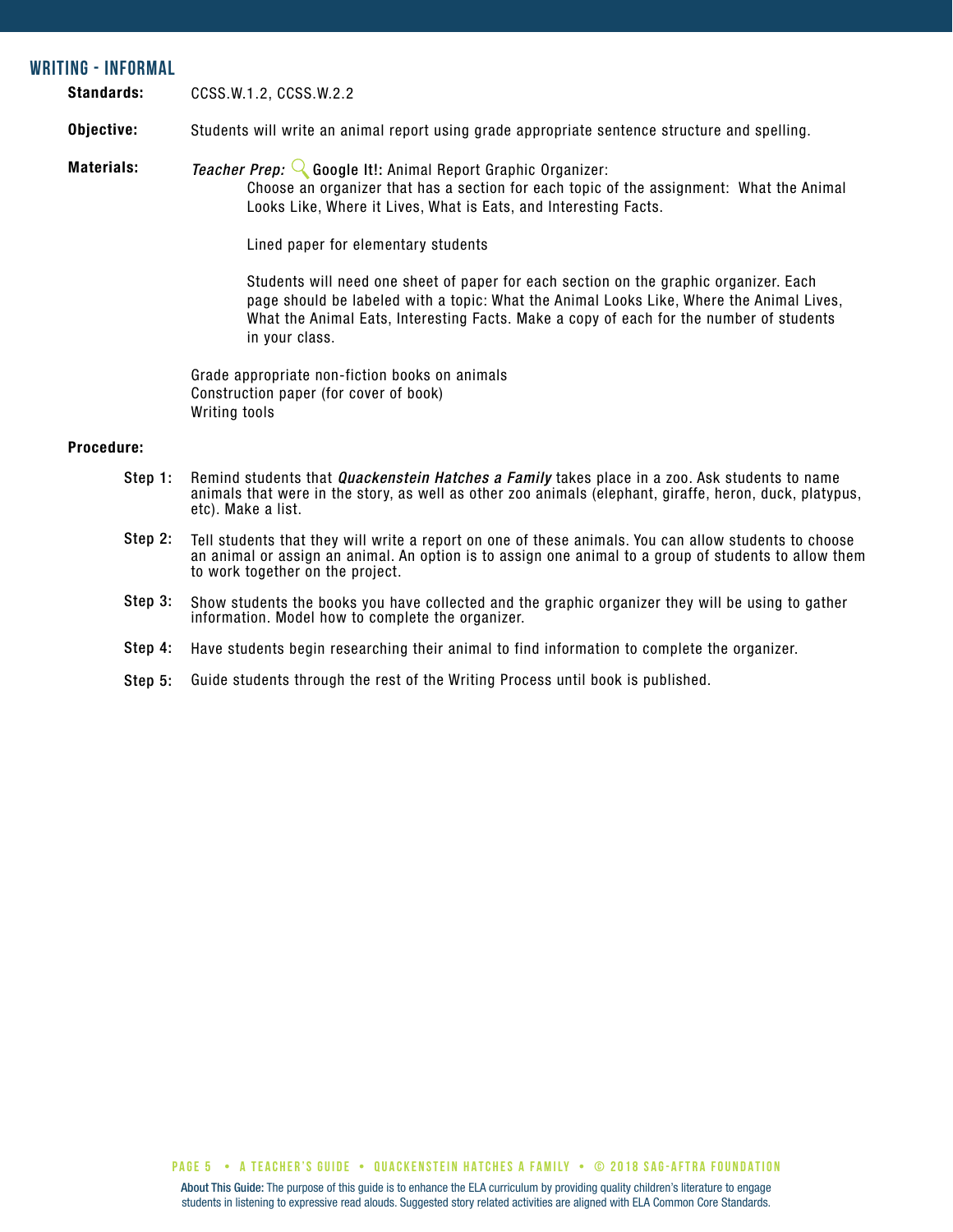## WRITING - INFORMAL

**Standards:** CCSS.W.1.2, CCSS.W.2.2

**Objective:** Students will write an animal report using grade appropriate sentence structure and spelling.

**Materials:** *Teacher Prep:* **Google It!:** Animal Report Graphic Organizer:

Choose an organizer that has a section for each topic of the assignment: What the Animal Looks Like, Where it Lives, What is Eats, and Interesting Facts.

Lined paper for elementary students

Students will need one sheet of paper for each section on the graphic organizer. Each page should be labeled with a topic: What the Animal Looks Like, Where the Animal Lives, What the Animal Eats, Interesting Facts. Make a copy of each for the number of students in your class.

Grade appropriate non-fiction books on animals
Construction paper (for cover of book)
Writing tools

**Procedure:**

**Step 1:** Remind students that ***Quackenstein Hatches a Family*** takes place in a zoo. Ask students to name animals that were in the story, as well as other zoo animals (elephant, giraffe, heron, duck, platypus, etc). Make a list.

**Step 2:** Tell students that they will write a report on one of these animals. You can allow students to choose an animal or assign an animal. An option is to assign one animal to a group of students to allow them to work together on the project.

**Step 3:** Show students the books you have collected and the graphic organizer they will be using to gather information. Model how to complete the organizer.

**Step 4:** Have students begin researching their animal to find information to complete the organizer.

**Step 5:** Guide students through the rest of the Writing Process until book is published.

**About This Guide:** The purpose of this guide is to enhance the ELA curriculum by providing quality children's literature to engage students in listening to expressive read alouds. Suggested story related activities are aligned with ELA Common Core Standards.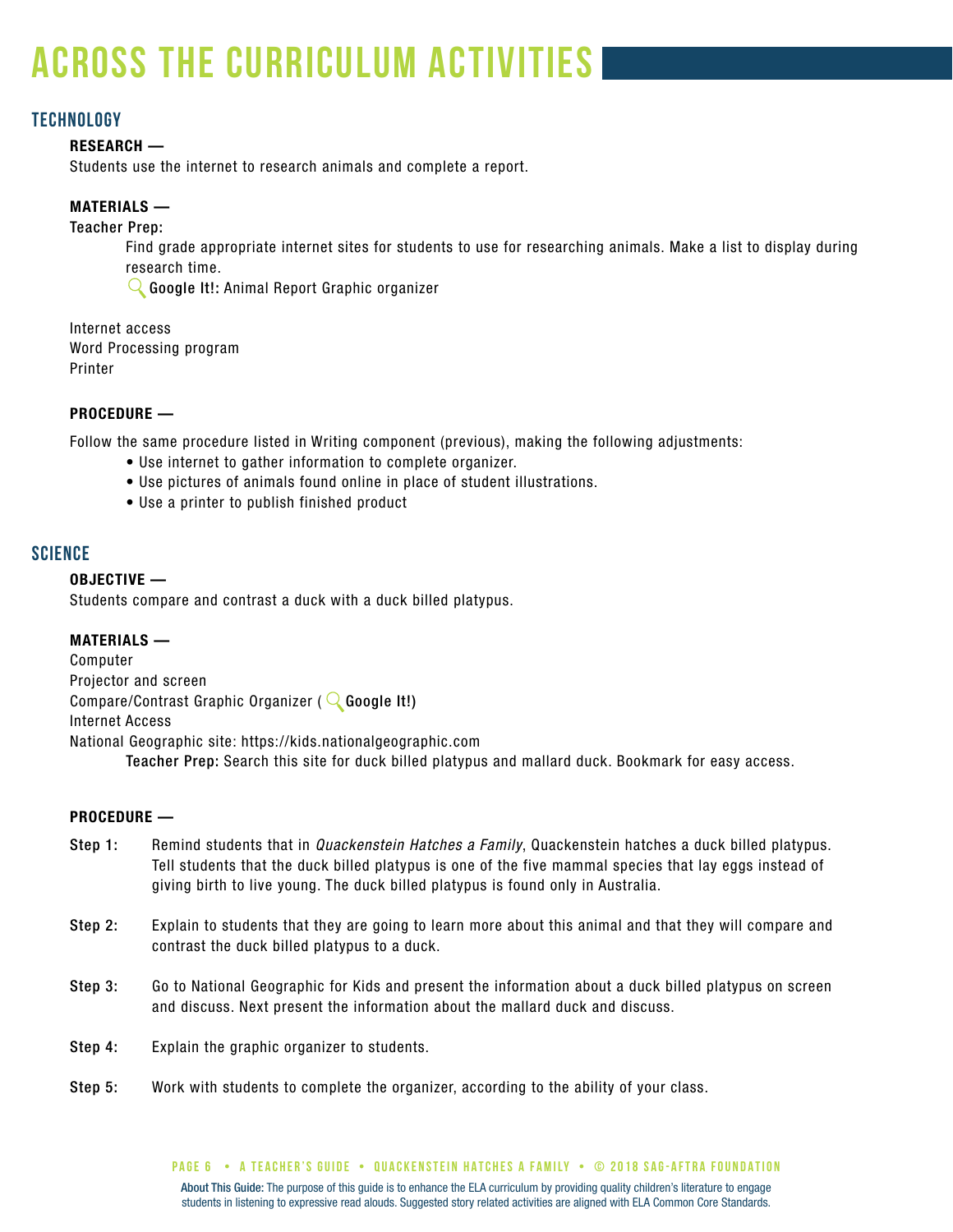# ACROSS THE CURRICULUM ACTIVITIES

## TECHNOLOGY

**RESEARCH —**

Students use the internet to research animals and complete a report.

**MATERIALS —**

**Teacher Prep:**

Find grade appropriate internet sites for students to use for researching animals. Make a list to display during research time.

**Google It!:** Animal Report Graphic organizer

Internet access
Word Processing program
Printer

**PROCEDURE —**

Follow the same procedure listed in Writing component (previous), making the following adjustments:

- Use internet to gather information to complete organizer.
- Use pictures of animals found online in place of student illustrations.
- Use a printer to publish finished product

## SCIENCE

**OBJECTIVE —**

Students compare and contrast a duck with a duck billed platypus.

**MATERIALS —**

Computer
Projector and screen
Compare/Contrast Graphic Organizer (**Google It!)**
Internet Access
National Geographic site: https://kids.nationalgeographic.com

**Teacher Prep:** Search this site for duck billed platypus and mallard duck. Bookmark for easy access.

**PROCEDURE —**

**Step 1:** Remind students that in *Quackenstein Hatches a Family*, Quackenstein hatches a duck billed platypus. Tell students that the duck billed platypus is one of the five mammal species that lay eggs instead of giving birth to live young. The duck billed platypus is found only in Australia.

**Step 2:** Explain to students that they are going to learn more about this animal and that they will compare and contrast the duck billed platypus to a duck.

**Step 3:** Go to National Geographic for Kids and present the information about a duck billed platypus on screen and discuss. Next present the information about the mallard duck and discuss.

**Step 4:** Explain the graphic organizer to students.

**Step 5:** Work with students to complete the organizer, according to the ability of your class.

**About This Guide:** The purpose of this guide is to enhance the ELA curriculum by providing quality children's literature to engage students in listening to expressive read alouds. Suggested story related activities are aligned with ELA Common Core Standards.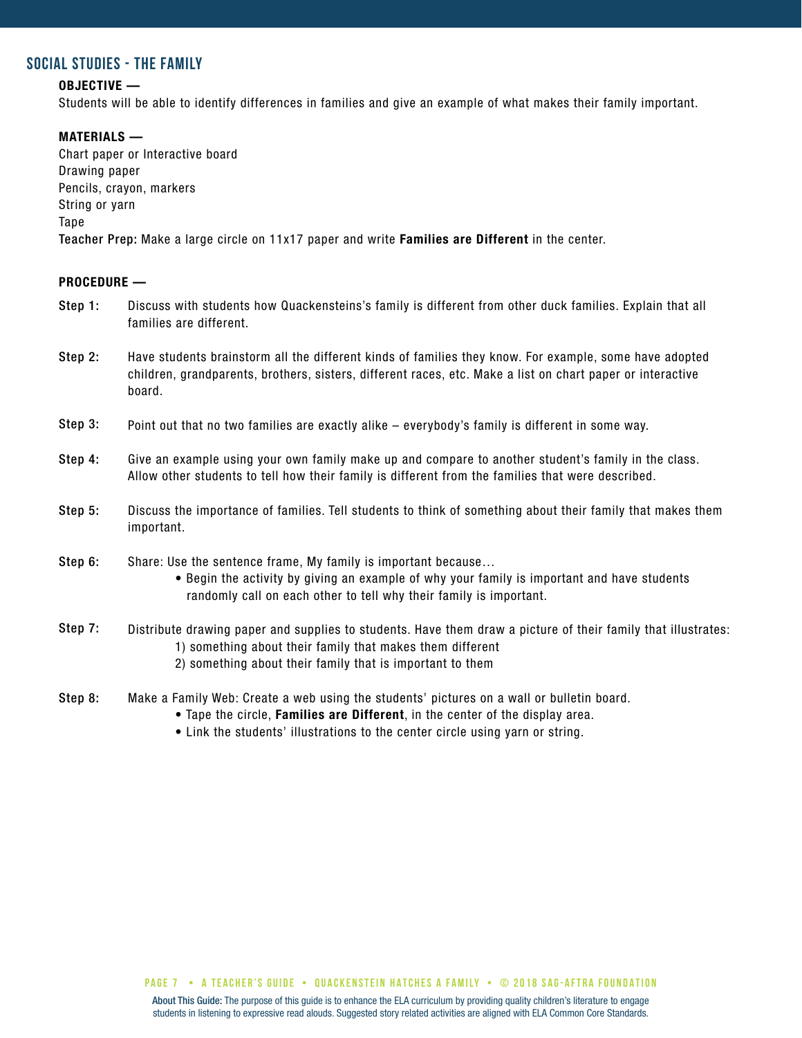## SOCIAL STUDIES - THE FAMILY

**OBJECTIVE —**

Students will be able to identify differences in families and give an example of what makes their family important.

**MATERIALS —**

Chart paper or Interactive board
Drawing paper
Pencils, crayon, markers
String or yarn
Tape

**Teacher Prep:** Make a large circle on 11x17 paper and write **Families are Different** in the center.

**PROCEDURE —**

**Step 1:** Discuss with students how Quackensteins's family is different from other duck families. Explain that all families are different.

**Step 2:** Have students brainstorm all the different kinds of families they know. For example, some have adopted children, grandparents, brothers, sisters, different races, etc. Make a list on chart paper or interactive board.

**Step 3:** Point out that no two families are exactly alike – everybody's family is different in some way.

**Step 4:** Give an example using your own family make up and compare to another student's family in the class. Allow other students to tell how their family is different from the families that were described.

**Step 5:** Discuss the importance of families. Tell students to think of something about their family that makes them important.

**Step 6:** Share: Use the sentence frame, My family is important because…

- Begin the activity by giving an example of why your family is important and have students randomly call on each other to tell why their family is important.

**Step 7:** Distribute drawing paper and supplies to students. Have them draw a picture of their family that illustrates:

1) something about their family that makes them different
2) something about their family that is important to them

**Step 8:** Make a Family Web: Create a web using the students' pictures on a wall or bulletin board.

- Tape the circle, **Families are Different**, in the center of the display area.
- Link the students' illustrations to the center circle using yarn or string.

**About This Guide:** The purpose of this guide is to enhance the ELA curriculum by providing quality children's literature to engage students in listening to expressive read alouds. Suggested story related activities are aligned with ELA Common Core Standards.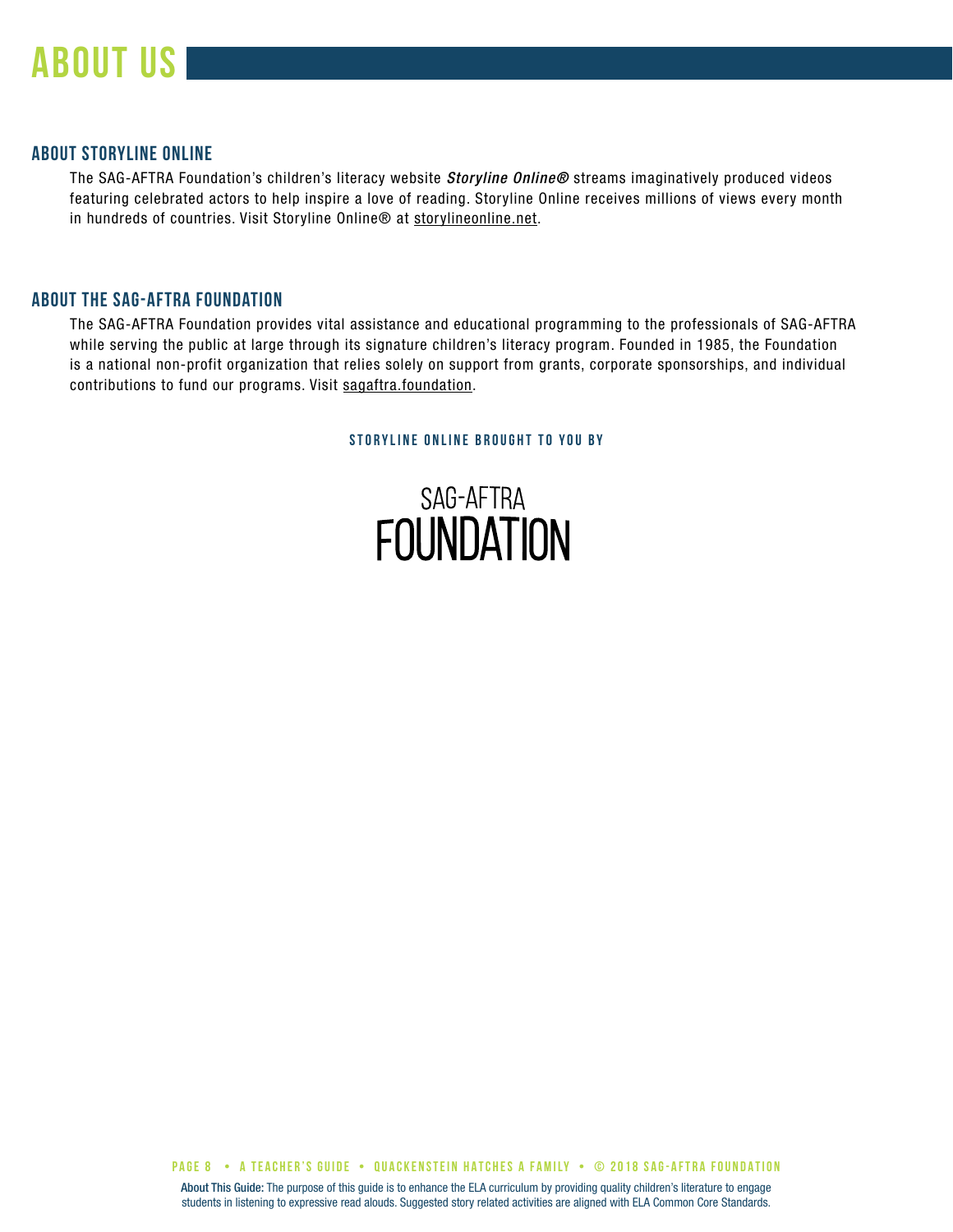# ABOUT US

## ABOUT STORYLINE ONLINE

The SAG-AFTRA Foundation's children's literacy website ***Storyline Online®*** streams imaginatively produced videos featuring celebrated actors to help inspire a love of reading. Storyline Online receives millions of views every month in hundreds of countries. Visit Storyline Online® at storylineonline.net.

## ABOUT THE SAG-AFTRA FOUNDATION

The SAG-AFTRA Foundation provides vital assistance and educational programming to the professionals of SAG-AFTRA while serving the public at large through its signature children's literacy program. Founded in 1985, the Foundation is a national non-profit organization that relies solely on support from grants, corporate sponsorships, and individual contributions to fund our programs. Visit sagaftra.foundation.

**STORYLINE ONLINE BROUGHT TO YOU BY**

SAG-AFTRA
FOUNDATION

**About This Guide:** The purpose of this guide is to enhance the ELA curriculum by providing quality children's literature to engage students in listening to expressive read alouds. Suggested story related activities are aligned with ELA Common Core Standards.